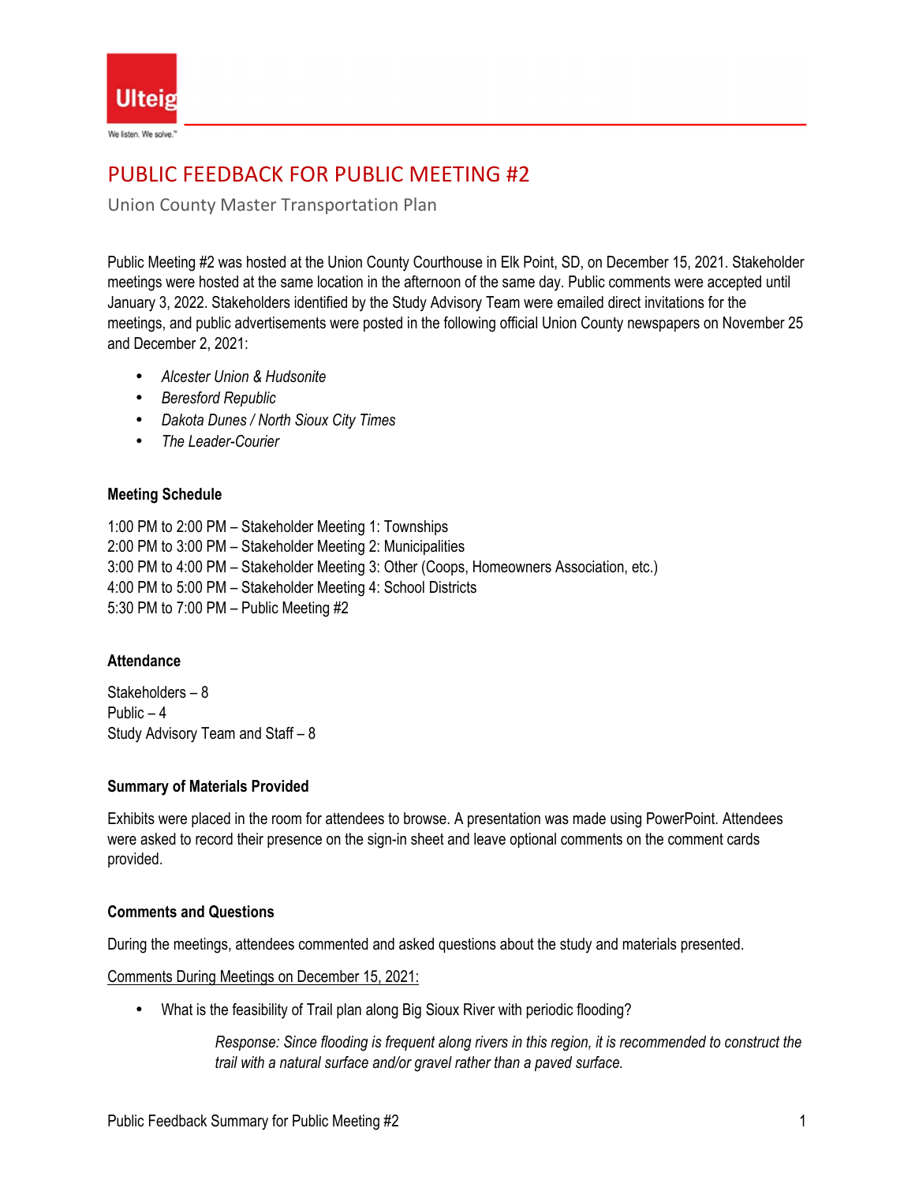# PUBLIC FEEDBACK FOR PUBLIC MEETING #2

Union County Master Transportation Plan

Public Meeting #2 was hosted at the Union County Courthouse in Elk Point, SD, on December 15, 2021. Stakeholder meetings were hosted at the same location in the afternoon of the same day. Public comments were accepted until January 3, 2022. Stakeholders identified by the Study Advisory Team were emailed direct invitations for the meetings, and public advertisements were posted in the following official Union County newspapers on November 25 and December 2, 2021:

- *Alcester Union & Hudsonite*
- *Beresford Republic*
- *Dakota Dunes / North Sioux City Times*
- *The Leader-Courier*

**Meeting Schedule**

1:00 PM to 2:00 PM – Stakeholder Meeting 1: Townships
2:00 PM to 3:00 PM – Stakeholder Meeting 2: Municipalities
3:00 PM to 4:00 PM – Stakeholder Meeting 3: Other (Coops, Homeowners Association, etc.)
4:00 PM to 5:00 PM – Stakeholder Meeting 4: School Districts
5:30 PM to 7:00 PM – Public Meeting #2

**Attendance**

Stakeholders – 8
Public – 4
Study Advisory Team and Staff – 8

**Summary of Materials Provided**

Exhibits were placed in the room for attendees to browse. A presentation was made using PowerPoint. Attendees were asked to record their presence on the sign-in sheet and leave optional comments on the comment cards provided.

**Comments and Questions**

During the meetings, attendees commented and asked questions about the study and materials presented.

Comments During Meetings on December 15, 2021:

- What is the feasibility of Trail plan along Big Sioux River with periodic flooding?

  *Response: Since flooding is frequent along rivers in this region, it is recommended to construct the trail with a natural surface and/or gravel rather than a paved surface.*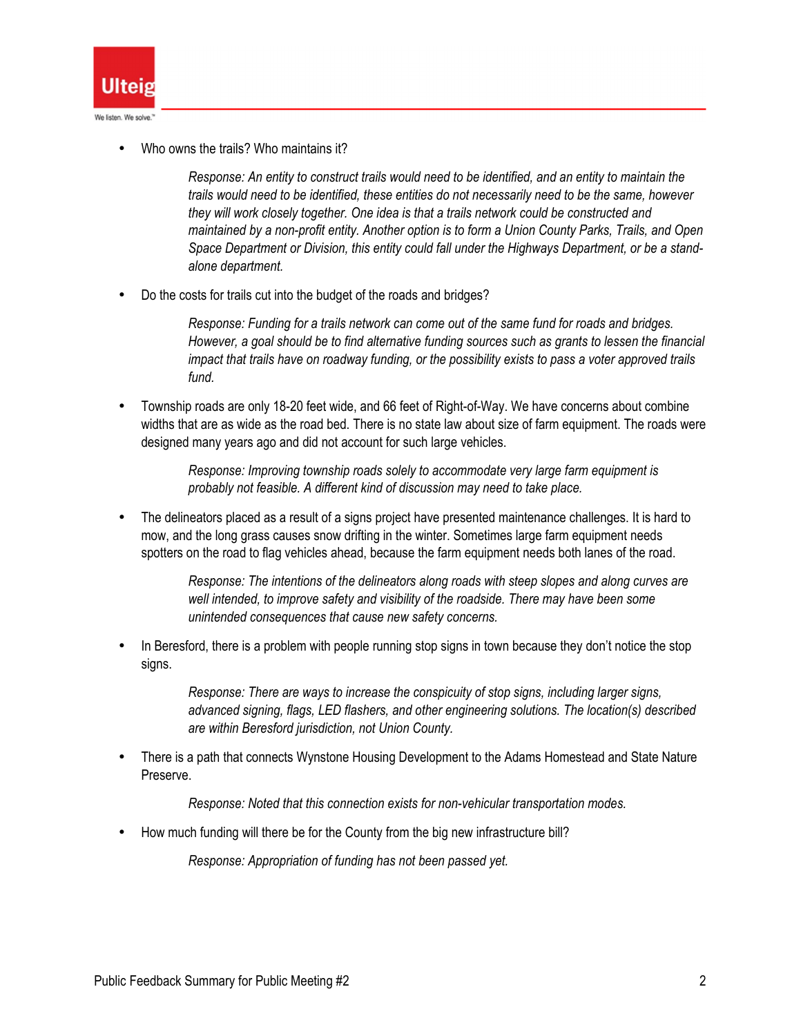- Who owns the trails? Who maintains it?

    *Response: An entity to construct trails would need to be identified, and an entity to maintain the trails would need to be identified, these entities do not necessarily need to be the same, however they will work closely together. One idea is that a trails network could be constructed and maintained by a non-profit entity. Another option is to form a Union County Parks, Trails, and Open Space Department or Division, this entity could fall under the Highways Department, or be a stand-alone department.*

- Do the costs for trails cut into the budget of the roads and bridges?

    *Response: Funding for a trails network can come out of the same fund for roads and bridges. However, a goal should be to find alternative funding sources such as grants to lessen the financial impact that trails have on roadway funding, or the possibility exists to pass a voter approved trails fund.*

- Township roads are only 18-20 feet wide, and 66 feet of Right-of-Way. We have concerns about combine widths that are as wide as the road bed. There is no state law about size of farm equipment. The roads were designed many years ago and did not account for such large vehicles.

    *Response: Improving township roads solely to accommodate very large farm equipment is probably not feasible. A different kind of discussion may need to take place.*

- The delineators placed as a result of a signs project have presented maintenance challenges. It is hard to mow, and the long grass causes snow drifting in the winter. Sometimes large farm equipment needs spotters on the road to flag vehicles ahead, because the farm equipment needs both lanes of the road.

    *Response: The intentions of the delineators along roads with steep slopes and along curves are well intended, to improve safety and visibility of the roadside. There may have been some unintended consequences that cause new safety concerns.*

- In Beresford, there is a problem with people running stop signs in town because they don't notice the stop signs.

    *Response: There are ways to increase the conspicuity of stop signs, including larger signs, advanced signing, flags, LED flashers, and other engineering solutions. The location(s) described are within Beresford jurisdiction, not Union County.*

- There is a path that connects Wynstone Housing Development to the Adams Homestead and State Nature Preserve.

    *Response: Noted that this connection exists for non-vehicular transportation modes.*

- How much funding will there be for the County from the big new infrastructure bill?

    *Response: Appropriation of funding has not been passed yet.*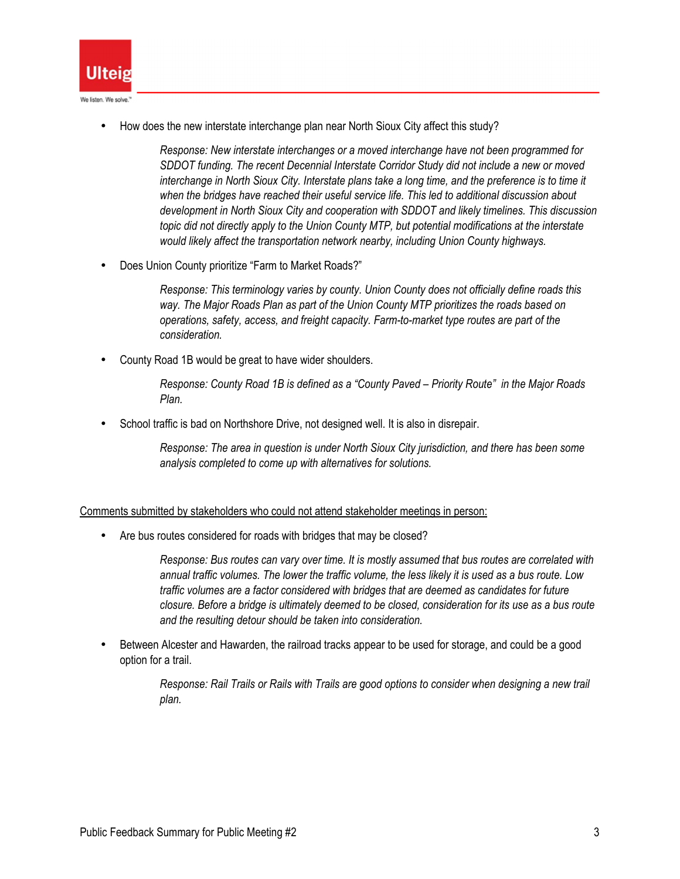- How does the new interstate interchange plan near North Sioux City affect this study?

  *Response: New interstate interchanges or a moved interchange have not been programmed for SDDOT funding. The recent Decennial Interstate Corridor Study did not include a new or moved interchange in North Sioux City. Interstate plans take a long time, and the preference is to time it when the bridges have reached their useful service life. This led to additional discussion about development in North Sioux City and cooperation with SDDOT and likely timelines. This discussion topic did not directly apply to the Union County MTP, but potential modifications at the interstate would likely affect the transportation network nearby, including Union County highways.*

- Does Union County prioritize "Farm to Market Roads?"

  *Response: This terminology varies by county. Union County does not officially define roads this way. The Major Roads Plan as part of the Union County MTP prioritizes the roads based on operations, safety, access, and freight capacity. Farm-to-market type routes are part of the consideration.*

- County Road 1B would be great to have wider shoulders.

  *Response: County Road 1B is defined as a "County Paved – Priority Route" in the Major Roads Plan.*

- School traffic is bad on Northshore Drive, not designed well. It is also in disrepair.

  *Response: The area in question is under North Sioux City jurisdiction, and there has been some analysis completed to come up with alternatives for solutions.*

<u>Comments submitted by stakeholders who could not attend stakeholder meetings in person:</u>

- Are bus routes considered for roads with bridges that may be closed?

  *Response: Bus routes can vary over time. It is mostly assumed that bus routes are correlated with annual traffic volumes. The lower the traffic volume, the less likely it is used as a bus route. Low traffic volumes are a factor considered with bridges that are deemed as candidates for future closure. Before a bridge is ultimately deemed to be closed, consideration for its use as a bus route and the resulting detour should be taken into consideration.*

- Between Alcester and Hawarden, the railroad tracks appear to be used for storage, and could be a good option for a trail.

  *Response: Rail Trails or Rails with Trails are good options to consider when designing a new trail plan.*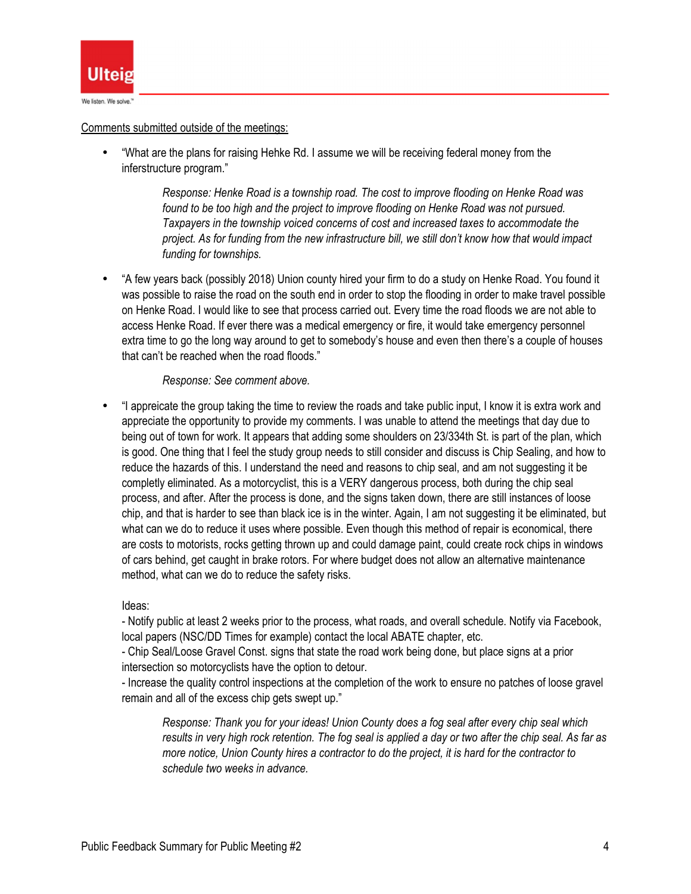<u>Comments submitted outside of the meetings:</u>

- "What are the plans for raising Hehke Rd. I assume we will be receiving federal money from the inferstructure program."

  *Response: Henke Road is a township road. The cost to improve flooding on Henke Road was found to be too high and the project to improve flooding on Henke Road was not pursued. Taxpayers in the township voiced concerns of cost and increased taxes to accommodate the project. As for funding from the new infrastructure bill, we still don't know how that would impact funding for townships.*

- "A few years back (possibly 2018) Union county hired your firm to do a study on Henke Road. You found it was possible to raise the road on the south end in order to stop the flooding in order to make travel possible on Henke Road. I would like to see that process carried out. Every time the road floods we are not able to access Henke Road. If ever there was a medical emergency or fire, it would take emergency personnel extra time to go the long way around to get to somebody's house and even then there's a couple of houses that can't be reached when the road floods."

  *Response: See comment above.*

- "I appreicate the group taking the time to review the roads and take public input, I know it is extra work and appreciate the opportunity to provide my comments. I was unable to attend the meetings that day due to being out of town for work. It appears that adding some shoulders on 23/334th St. is part of the plan, which is good. One thing that I feel the study group needs to still consider and discuss is Chip Sealing, and how to reduce the hazards of this. I understand the need and reasons to chip seal, and am not suggesting it be completly eliminated. As a motorcyclist, this is a VERY dangerous process, both during the chip seal process, and after. After the process is done, and the signs taken down, there are still instances of loose chip, and that is harder to see than black ice is in the winter. Again, I am not suggesting it be eliminated, but what can we do to reduce it uses where possible. Even though this method of repair is economical, there are costs to motorists, rocks getting thrown up and could damage paint, could create rock chips in windows of cars behind, get caught in brake rotors. For where budget does not allow an alternative maintenance method, what can we do to reduce the safety risks.

  Ideas:
  - Notify public at least 2 weeks prior to the process, what roads, and overall schedule. Notify via Facebook, local papers (NSC/DD Times for example) contact the local ABATE chapter, etc.
  - Chip Seal/Loose Gravel Const. signs that state the road work being done, but place signs at a prior intersection so motorcyclists have the option to detour.
  - Increase the quality control inspections at the completion of the work to ensure no patches of loose gravel remain and all of the excess chip gets swept up."

  *Response: Thank you for your ideas! Union County does a fog seal after every chip seal which results in very high rock retention. The fog seal is applied a day or two after the chip seal. As far as more notice, Union County hires a contractor to do the project, it is hard for the contractor to schedule two weeks in advance.*